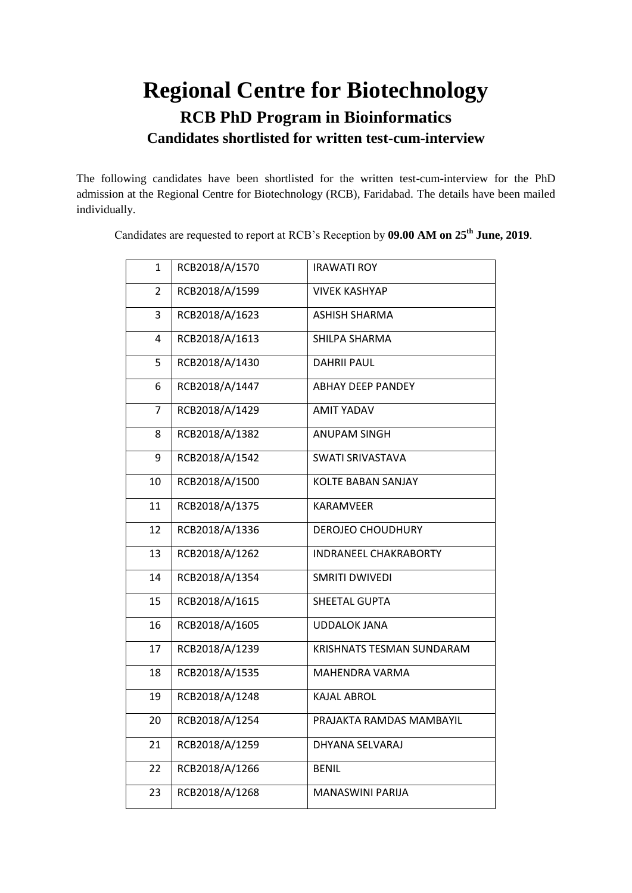# Regional Centre for Biotechnology

## RCB PhD Program in Bioinformatics

### Candidates shortlisted for written test-cum-interview

The following candidates have been shortlisted for the written test-cum-interview for the PhD admission at the Regional Centre for Biotechnology (RCB), Faridabad. The details have been mailed individually.

Candidates are requested to report at RCB's Reception by **09.00 AM on 25th June, 2019**.

| | | |
|---|---|---|
| 1 | RCB2018/A/1570 | IRAWATI ROY |
| 2 | RCB2018/A/1599 | VIVEK KASHYAP |
| 3 | RCB2018/A/1623 | ASHISH SHARMA |
| 4 | RCB2018/A/1613 | SHILPA SHARMA |
| 5 | RCB2018/A/1430 | DAHRII PAUL |
| 6 | RCB2018/A/1447 | ABHAY DEEP PANDEY |
| 7 | RCB2018/A/1429 | AMIT YADAV |
| 8 | RCB2018/A/1382 | ANUPAM SINGH |
| 9 | RCB2018/A/1542 | SWATI SRIVASTAVA |
| 10 | RCB2018/A/1500 | KOLTE BABAN SANJAY |
| 11 | RCB2018/A/1375 | KARAMVEER |
| 12 | RCB2018/A/1336 | DEROJEO CHOUDHURY |
| 13 | RCB2018/A/1262 | INDRANEEL CHAKRABORTY |
| 14 | RCB2018/A/1354 | SMRITI DWIVEDI |
| 15 | RCB2018/A/1615 | SHEETAL GUPTA |
| 16 | RCB2018/A/1605 | UDDALOK JANA |
| 17 | RCB2018/A/1239 | KRISHNATS TESMAN SUNDARAM |
| 18 | RCB2018/A/1535 | MAHENDRA VARMA |
| 19 | RCB2018/A/1248 | KAJAL ABROL |
| 20 | RCB2018/A/1254 | PRAJAKTA RAMDAS MAMBAYIL |
| 21 | RCB2018/A/1259 | DHYANA SELVARAJ |
| 22 | RCB2018/A/1266 | BENIL |
| 23 | RCB2018/A/1268 | MANASWINI PARIJA |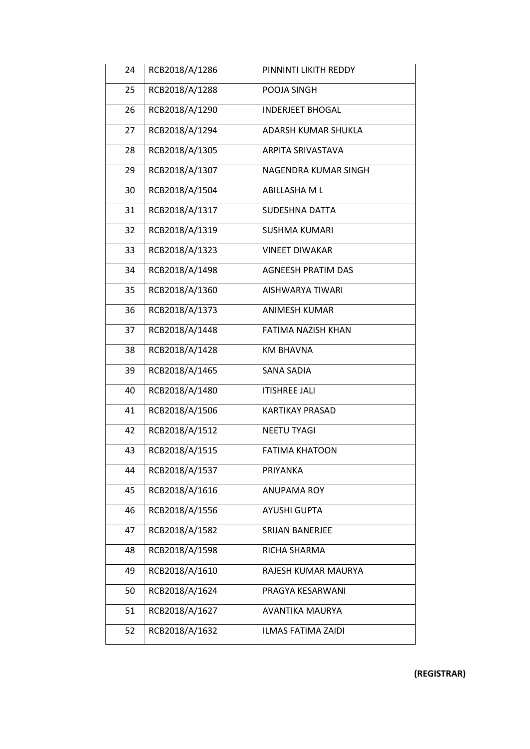| | | |
|---|---|---|
| 24 | RCB2018/A/1286 | PINNINTI LIKITH REDDY |
| 25 | RCB2018/A/1288 | POOJA SINGH |
| 26 | RCB2018/A/1290 | INDERJEET BHOGAL |
| 27 | RCB2018/A/1294 | ADARSH KUMAR SHUKLA |
| 28 | RCB2018/A/1305 | ARPITA SRIVASTAVA |
| 29 | RCB2018/A/1307 | NAGENDRA KUMAR SINGH |
| 30 | RCB2018/A/1504 | ABILLASHA M L |
| 31 | RCB2018/A/1317 | SUDESHNA DATTA |
| 32 | RCB2018/A/1319 | SUSHMA KUMARI |
| 33 | RCB2018/A/1323 | VINEET DIWAKAR |
| 34 | RCB2018/A/1498 | AGNEESH PRATIM DAS |
| 35 | RCB2018/A/1360 | AISHWARYA TIWARI |
| 36 | RCB2018/A/1373 | ANIMESH KUMAR |
| 37 | RCB2018/A/1448 | FATIMA NAZISH KHAN |
| 38 | RCB2018/A/1428 | KM BHAVNA |
| 39 | RCB2018/A/1465 | SANA SADIA |
| 40 | RCB2018/A/1480 | ITISHREE JALI |
| 41 | RCB2018/A/1506 | KARTIKAY PRASAD |
| 42 | RCB2018/A/1512 | NEETU TYAGI |
| 43 | RCB2018/A/1515 | FATIMA KHATOON |
| 44 | RCB2018/A/1537 | PRIYANKA |
| 45 | RCB2018/A/1616 | ANUPAMA ROY |
| 46 | RCB2018/A/1556 | AYUSHI GUPTA |
| 47 | RCB2018/A/1582 | SRIJAN BANERJEE |
| 48 | RCB2018/A/1598 | RICHA SHARMA |
| 49 | RCB2018/A/1610 | RAJESH KUMAR MAURYA |
| 50 | RCB2018/A/1624 | PRAGYA KESARWANI |
| 51 | RCB2018/A/1627 | AVANTIKA MAURYA |
| 52 | RCB2018/A/1632 | ILMAS FATIMA ZAIDI |

**(REGISTRAR)**